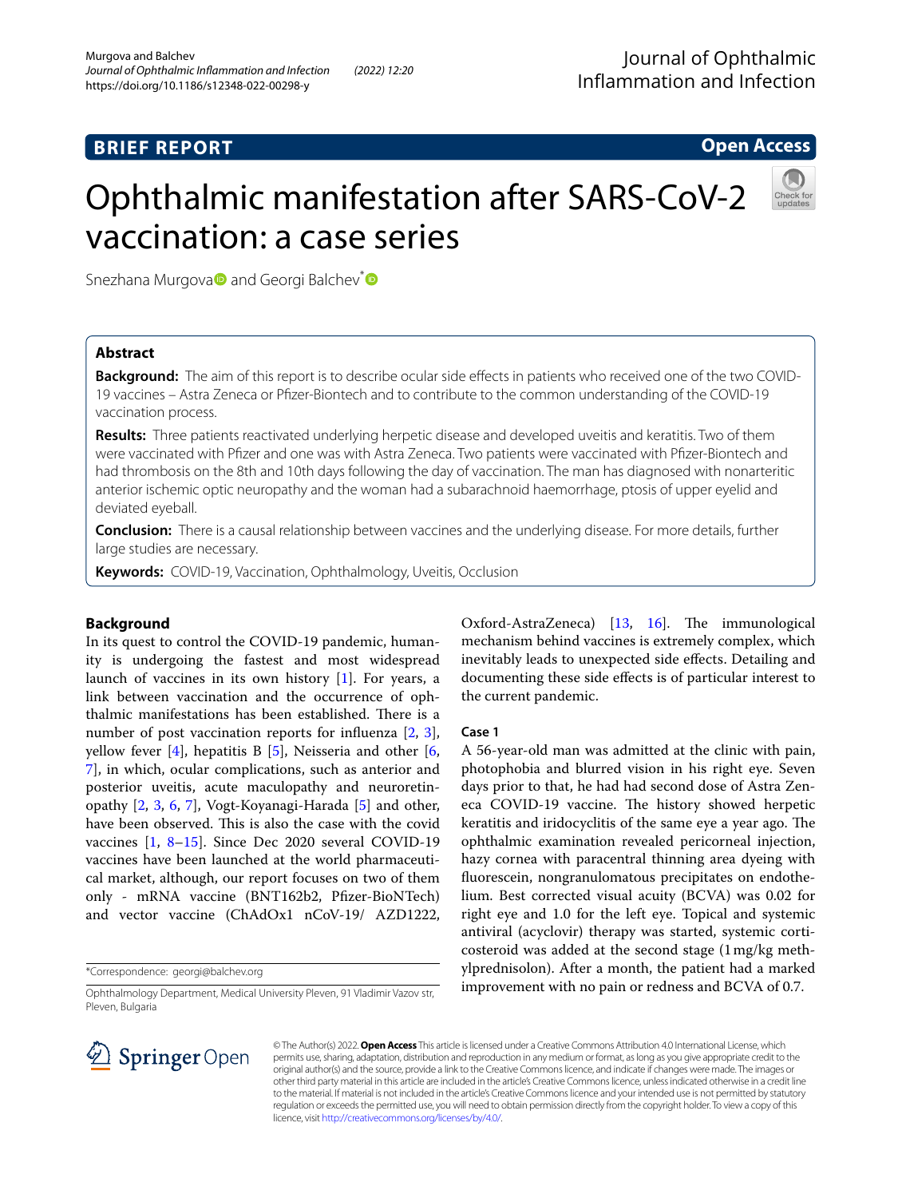**BRIEF REPORT** **Open Access**

# Ophthalmic manifestation after SARS-CoV-2 vaccination: a case series

Snezhana Murgova and Georgi Balchev*

## Abstract

**Background:** The aim of this report is to describe ocular side effects in patients who received one of the two COVID-19 vaccines – Astra Zeneca or Pfizer-Biontech and to contribute to the common understanding of the COVID-19 vaccination process.

**Results:** Three patients reactivated underlying herpetic disease and developed uveitis and keratitis. Two of them were vaccinated with Pfizer and one was with Astra Zeneca. Two patients were vaccinated with Pfizer-Biontech and had thrombosis on the 8th and 10th days following the day of vaccination. The man has diagnosed with nonarteritic anterior ischemic optic neuropathy and the woman had a subarachnoid haemorrhage, ptosis of upper eyelid and deviated eyeball.

**Conclusion:** There is a causal relationship between vaccines and the underlying disease. For more details, further large studies are necessary.

**Keywords:** COVID-19, Vaccination, Ophthalmology, Uveitis, Occlusion

## Background

In its quest to control the COVID-19 pandemic, humanity is undergoing the fastest and most widespread launch of vaccines in its own history [1]. For years, a link between vaccination and the occurrence of ophthalmic manifestations has been established. There is a number of post vaccination reports for influenza [2, 3], yellow fever [4], hepatitis B [5], Neisseria and other [6, 7], in which, ocular complications, such as anterior and posterior uveitis, acute maculopathy and neuroretinopathy [2, 3, 6, 7], Vogt-Koyanagi-Harada [5] and other, have been observed. This is also the case with the covid vaccines [1, 8–15]. Since Dec 2020 several COVID-19 vaccines have been launched at the world pharmaceutical market, although, our report focuses on two of them only - mRNA vaccine (BNT162b2, Pfizer-BioNTech) and vector vaccine (ChAdOx1 nCoV-19/ AZD1222, Oxford-AstraZeneca) [13, 16]. The immunological mechanism behind vaccines is extremely complex, which inevitably leads to unexpected side effects. Detailing and documenting these side effects is of particular interest to the current pandemic.

## Case 1

A 56-year-old man was admitted at the clinic with pain, photophobia and blurred vision in his right eye. Seven days prior to that, he had had second dose of Astra Zeneca COVID-19 vaccine. The history showed herpetic keratitis and iridocyclitis of the same eye a year ago. The ophthalmic examination revealed pericorneal injection, hazy cornea with paracentral thinning area dyeing with fluorescein, nongranulomatous precipitates on endothelium. Best corrected visual acuity (BCVA) was 0.02 for right eye and 1.0 for the left eye. Topical and systemic antiviral (acyclovir) therapy was started, systemic corticosteroid was added at the second stage (1 mg/kg methylprednisolon). After a month, the patient had a marked improvement with no pain or redness and BCVA of 0.7.

*Correspondence: georgi@balchev.org

Ophthalmology Department, Medical University Pleven, 91 Vladimir Vazov str, Pleven, Bulgaria

© The Author(s) 2022. **Open Access** This article is licensed under a Creative Commons Attribution 4.0 International License, which permits use, sharing, adaptation, distribution and reproduction in any medium or format, as long as you give appropriate credit to the original author(s) and the source, provide a link to the Creative Commons licence, and indicate if changes were made. The images or other third party material in this article are included in the article's Creative Commons licence, unless indicated otherwise in a credit line to the material. If material is not included in the article's Creative Commons licence and your intended use is not permitted by statutory regulation or exceeds the permitted use, you will need to obtain permission directly from the copyright holder. To view a copy of this licence, visit http://creativecommons.org/licenses/by/4.0/.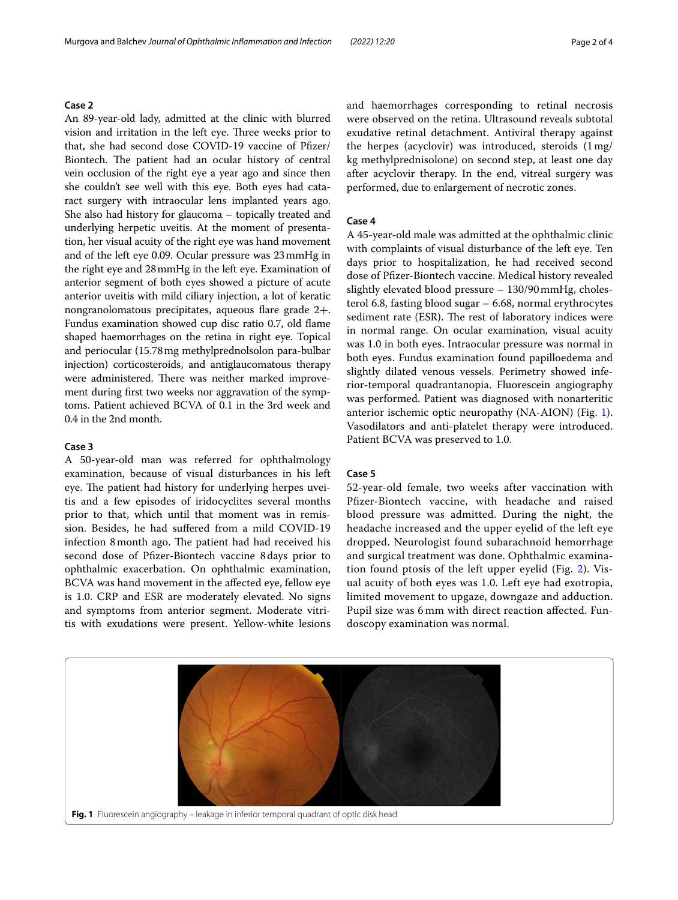### Case 2

An 89-year-old lady, admitted at the clinic with blurred vision and irritation in the left eye. Three weeks prior to that, she had second dose COVID-19 vaccine of Pfizer/Biontech. The patient had an ocular history of central vein occlusion of the right eye a year ago and since then she couldn't see well with this eye. Both eyes had cataract surgery with intraocular lens implanted years ago. She also had history for glaucoma – topically treated and underlying herpetic uveitis. At the moment of presentation, her visual acuity of the right eye was hand movement and of the left eye 0.09. Ocular pressure was 23 mmHg in the right eye and 28 mmHg in the left eye. Examination of anterior segment of both eyes showed a picture of acute anterior uveitis with mild ciliary injection, a lot of keratic nongranolomatous precipitates, aqueous flare grade 2+. Fundus examination showed cup disc ratio 0.7, old flame shaped haemorrhages on the retina in right eye. Topical and periocular (15.78 mg methylprednolsolon para-bulbar injection) corticosteroids, and antiglaucomatous therapy were administered. There was neither marked improvement during first two weeks nor aggravation of the symptoms. Patient achieved BCVA of 0.1 in the 3rd week and 0.4 in the 2nd month.

### Case 3

A 50-year-old man was referred for ophthalmology examination, because of visual disturbances in his left eye. The patient had history for underlying herpes uveitis and a few episodes of iridocyclites several months prior to that, which until that moment was in remission. Besides, he had suffered from a mild COVID-19 infection 8 month ago. The patient had had received his second dose of Pfizer-Biontech vaccine 8 days prior to ophthalmic exacerbation. On ophthalmic examination, BCVA was hand movement in the affected eye, fellow eye is 1.0. CRP and ESR are moderately elevated. No signs and symptoms from anterior segment. Moderate vitritis with exudations were present. Yellow-white lesions and haemorrhages corresponding to retinal necrosis were observed on the retina. Ultrasound reveals subtotal exudative retinal detachment. Antiviral therapy against the herpes (acyclovir) was introduced, steroids (1 mg/kg methylprednisolone) on second step, at least one day after acyclovir therapy. In the end, vitreal surgery was performed, due to enlargement of necrotic zones.

### Case 4

A 45-year-old male was admitted at the ophthalmic clinic with complaints of visual disturbance of the left eye. Ten days prior to hospitalization, he had received second dose of Pfizer-Biontech vaccine. Medical history revealed slightly elevated blood pressure – 130/90 mmHg, cholesterol 6.8, fasting blood sugar – 6.68, normal erythrocytes sediment rate (ESR). The rest of laboratory indices were in normal range. On ocular examination, visual acuity was 1.0 in both eyes. Intraocular pressure was normal in both eyes. Fundus examination found papilloedema and slightly dilated venous vessels. Perimetry showed inferior-temporal quadrantanopia. Fluorescein angiography was performed. Patient was diagnosed with nonarteritic anterior ischemic optic neuropathy (NA-AION) (Fig. 1). Vasodilators and anti-platelet therapy were introduced. Patient BCVA was preserved to 1.0.

### Case 5

52-year-old female, two weeks after vaccination with Pfizer-Biontech vaccine, with headache and raised blood pressure was admitted. During the night, the headache increased and the upper eyelid of the left eye dropped. Neurologist found subarachnoid hemorrhage and surgical treatment was done. Ophthalmic examination found ptosis of the left upper eyelid (Fig. 2). Visual acuity of both eyes was 1.0. Left eye had exotropia, limited movement to upgaze, downgaze and adduction. Pupil size was 6 mm with direct reaction affected. Fundoscopy examination was normal.

**Fig. 1** Fluorescein angiography – leakage in inferior temporal quadrant of optic disk head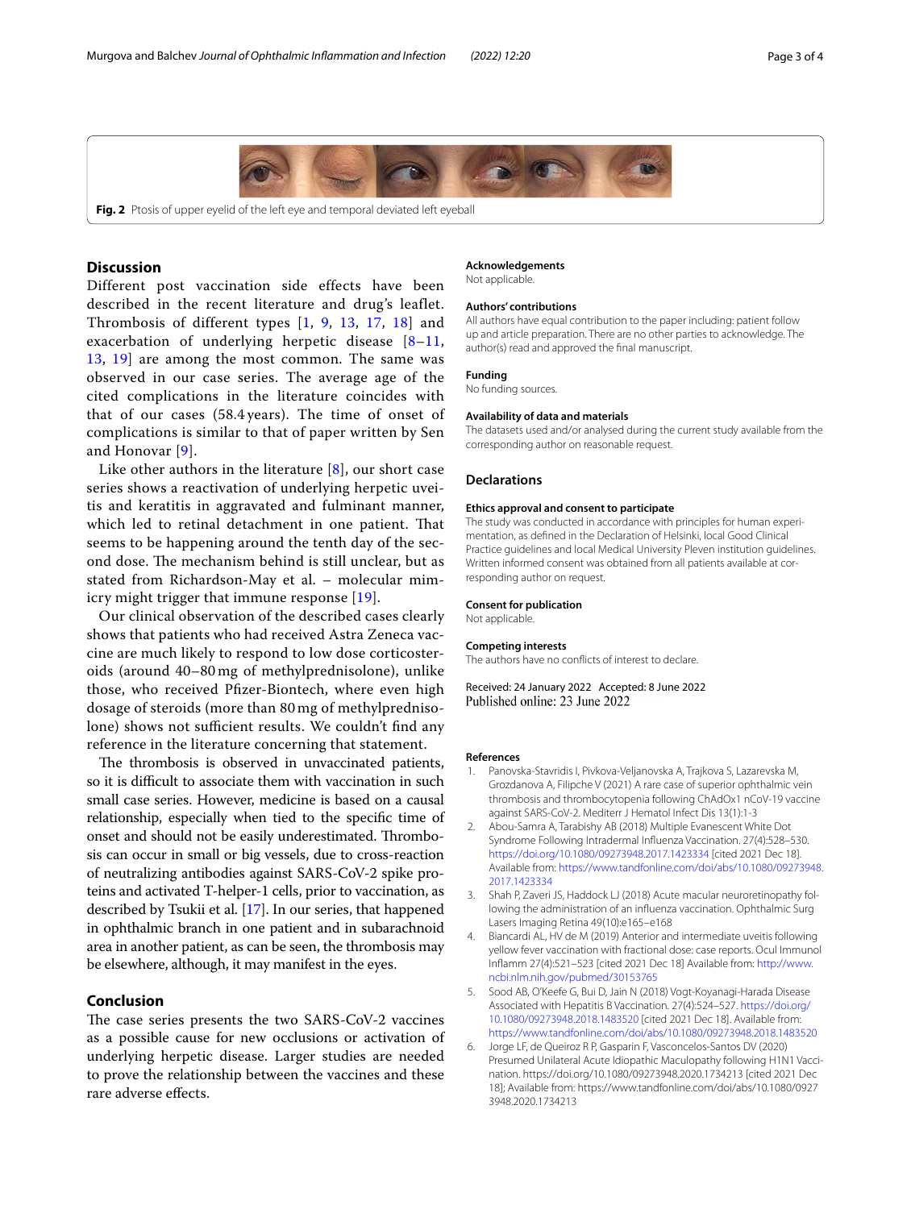Fig. 2 Ptosis of upper eyelid of the left eye and temporal deviated left eyeball

## Discussion

Different post vaccination side effects have been described in the recent literature and drug's leaflet. Thrombosis of different types [1, 9, 13, 17, 18] and exacerbation of underlying herpetic disease [8–11, 13, 19] are among the most common. The same was observed in our case series. The average age of the cited complications in the literature coincides with that of our cases (58.4 years). The time of onset of complications is similar to that of paper written by Sen and Honovar [9].

Like other authors in the literature [8], our short case series shows a reactivation of underlying herpetic uveitis and keratitis in aggravated and fulminant manner, which led to retinal detachment in one patient. That seems to be happening around the tenth day of the second dose. The mechanism behind is still unclear, but as stated from Richardson-May et al. – molecular mimicry might trigger that immune response [19].

Our clinical observation of the described cases clearly shows that patients who had received Astra Zeneca vaccine are much likely to respond to low dose corticosteroids (around 40–80 mg of methylprednisolone), unlike those, who received Pfizer-Biontech, where even high dosage of steroids (more than 80 mg of methylprednisolone) shows not sufficient results. We couldn't find any reference in the literature concerning that statement.

The thrombosis is observed in unvaccinated patients, so it is difficult to associate them with vaccination in such small case series. However, medicine is based on a causal relationship, especially when tied to the specific time of onset and should not be easily underestimated. Thrombosis can occur in small or big vessels, due to cross-reaction of neutralizing antibodies against SARS-CoV-2 spike proteins and activated T-helper-1 cells, prior to vaccination, as described by Tsukii et al. [17]. In our series, that happened in ophthalmic branch in one patient and in subarachnoid area in another patient, as can be seen, the thrombosis may be elsewhere, although, it may manifest in the eyes.

## Conclusion

The case series presents the two SARS-CoV-2 vaccines as a possible cause for new occlusions or activation of underlying herpetic disease. Larger studies are needed to prove the relationship between the vaccines and these rare adverse effects.

### Acknowledgements
Not applicable.

### Authors' contributions
All authors have equal contribution to the paper including: patient follow up and article preparation. There are no other parties to acknowledge. The author(s) read and approved the final manuscript.

### Funding
No funding sources.

### Availability of data and materials
The datasets used and/or analysed during the current study available from the corresponding author on reasonable request.

## Declarations

### Ethics approval and consent to participate
The study was conducted in accordance with principles for human experimentation, as defined in the Declaration of Helsinki, local Good Clinical Practice guidelines and local Medical University Pleven institution guidelines. Written informed consent was obtained from all patients available at corresponding author on request.

### Consent for publication
Not applicable.

### Competing interests
The authors have no conflicts of interest to declare.

Received: 24 January 2022 Accepted: 8 June 2022
Published online: 23 June 2022

### References

1. Panovska-Stavridis I, Pivkova-Veljanovska A, Trajkova S, Lazarevska M, Grozdanova A, Filipche V (2021) A rare case of superior ophthalmic vein thrombosis and thrombocytopenia following ChAdOx1 nCoV-19 vaccine against SARS-CoV-2. Mediterr J Hematol Infect Dis 13(1):1-3
2. Abou-Samra A, Tarabishy AB (2018) Multiple Evanescent White Dot Syndrome Following Intradermal Influenza Vaccination. 27(4):528–530. https://doi.org/10.1080/09273948.2017.1423334 [cited 2021 Dec 18]. Available from: https://www.tandfonline.com/doi/abs/10.1080/09273948.2017.1423334
3. Shah P, Zaveri JS, Haddock LJ (2018) Acute macular neuroretinopathy following the administration of an influenza vaccination. Ophthalmic Surg Lasers Imaging Retina 49(10):e165–e168
4. Biancardi AL, HV de M (2019) Anterior and intermediate uveitis following yellow fever vaccination with fractional dose: case reports. Ocul Immunol Inflamm 27(4):521–523 [cited 2021 Dec 18] Available from: http://www.ncbi.nlm.nih.gov/pubmed/30153765
5. Sood AB, O'Keefe G, Bui D, Jain N (2018) Vogt-Koyanagi-Harada Disease Associated with Hepatitis B Vaccination. 27(4):524–527. https://doi.org/10.1080/09273948.2018.1483520 [cited 2021 Dec 18]. Available from: https://www.tandfonline.com/doi/abs/10.1080/09273948.2018.1483520
6. Jorge LF, de Queiroz R P, Gasparin F, Vasconcelos-Santos DV (2020) Presumed Unilateral Acute Idiopathic Maculopathy following H1N1 Vaccination. https://doi.org/10.1080/09273948.2020.1734213 [cited 2021 Dec 18]; Available from: https://www.tandfonline.com/doi/abs/10.1080/09273948.2020.1734213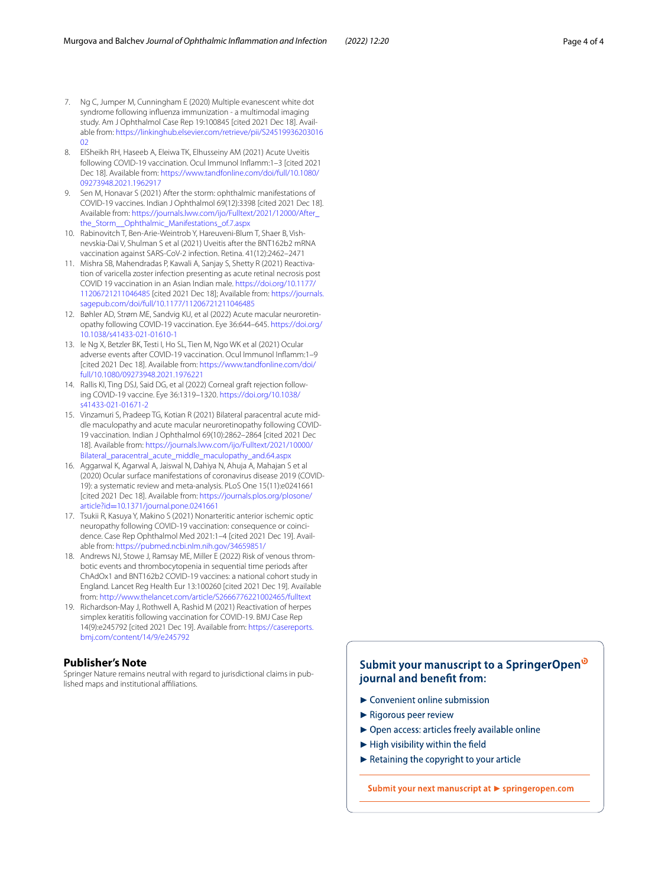7. Ng C, Jumper M, Cunningham E (2020) Multiple evanescent white dot syndrome following influenza immunization - a multimodal imaging study. Am J Ophthalmol Case Rep 19:100845 [cited 2021 Dec 18]. Available from: https://linkinghub.elsevier.com/retrieve/pii/S2451993620301602
8. ElSheikh RH, Haseeb A, Eleiwa TK, Elhusseiny AM (2021) Acute Uveitis following COVID-19 vaccination. Ocul Immunol Inflamm:1–3 [cited 2021 Dec 18]. Available from: https://www.tandfonline.com/doi/full/10.1080/09273948.2021.1962917
9. Sen M, Honavar S (2021) After the storm: ophthalmic manifestations of COVID-19 vaccines. Indian J Ophthalmol 69(12):3398 [cited 2021 Dec 18]. Available from: https://journals.lww.com/ijo/Fulltext/2021/12000/After_the_Storm__Ophthalmic_Manifestations_of.7.aspx
10. Rabinovitch T, Ben-Arie-Weintrob Y, Hareuveni-Blum T, Shaer B, Vishnevskia-Dai V, Shulman S et al (2021) Uveitis after the BNT162b2 mRNA vaccination against SARS-CoV-2 infection. Retina. 41(12):2462–2471
11. Mishra SB, Mahendradas P, Kawali A, Sanjay S, Shetty R (2021) Reactivation of varicella zoster infection presenting as acute retinal necrosis post COVID 19 vaccination in an Asian Indian male. https://doi.org/10.1177/11206721211046485 [cited 2021 Dec 18]; Available from: https://journals.sagepub.com/doi/full/10.1177/11206721211046485
12. Bøhler AD, Strøm ME, Sandvig KU, et al (2022) Acute macular neuroretinopathy following COVID-19 vaccination. Eye 36:644–645. https://doi.org/10.1038/s41433-021-01610-1
13. le Ng X, Betzler BK, Testi I, Ho SL, Tien M, Ngo WK et al (2021) Ocular adverse events after COVID-19 vaccination. Ocul Immunol Inflamm:1–9 [cited 2021 Dec 18]. Available from: https://www.tandfonline.com/doi/full/10.1080/09273948.2021.1976221
14. Rallis KI, Ting DSJ, Said DG, et al (2022) Corneal graft rejection following COVID-19 vaccine. Eye 36:1319–1320. https://doi.org/10.1038/s41433-021-01671-2
15. Vinzamuri S, Pradeep TG, Kotian R (2021) Bilateral paracentral acute middle maculopathy and acute macular neuroretinopathy following COVID-19 vaccination. Indian J Ophthalmol 69(10):2862–2864 [cited 2021 Dec 18]. Available from: https://journals.lww.com/ijo/Fulltext/2021/10000/Bilateral_paracentral_acute_middle_maculopathy_and.64.aspx
16. Aggarwal K, Agarwal A, Jaiswal N, Dahiya N, Ahuja A, Mahajan S et al (2020) Ocular surface manifestations of coronavirus disease 2019 (COVID-19): a systematic review and meta-analysis. PLoS One 15(11):e0241661 [cited 2021 Dec 18]. Available from: https://journals.plos.org/plosone/article?id=10.1371/journal.pone.0241661
17. Tsukii R, Kasuya Y, Makino S (2021) Nonarteritic anterior ischemic optic neuropathy following COVID-19 vaccination: consequence or coincidence. Case Rep Ophthalmol Med 2021:1–4 [cited 2021 Dec 19]. Available from: https://pubmed.ncbi.nlm.nih.gov/34659851/
18. Andrews NJ, Stowe J, Ramsay ME, Miller E (2022) Risk of venous thrombotic events and thrombocytopenia in sequential time periods after ChAdOx1 and BNT162b2 COVID-19 vaccines: a national cohort study in England. Lancet Reg Health Eur 13:100260 [cited 2021 Dec 19]. Available from: http://www.thelancet.com/article/S2666776221002465/fulltext
19. Richardson-May J, Rothwell A, Rashid M (2021) Reactivation of herpes simplex keratitis following vaccination for COVID-19. BMJ Case Rep 14(9):e245792 [cited 2021 Dec 19]. Available from: https://casereports.bmj.com/content/14/9/e245792

## Publisher's Note

Springer Nature remains neutral with regard to jurisdictional claims in published maps and institutional affiliations.

**Submit your manuscript to a SpringerOpen journal and benefit from:**

- Convenient online submission
- Rigorous peer review
- Open access: articles freely available online
- High visibility within the field
- Retaining the copyright to your article

**Submit your next manuscript at ► springeropen.com**